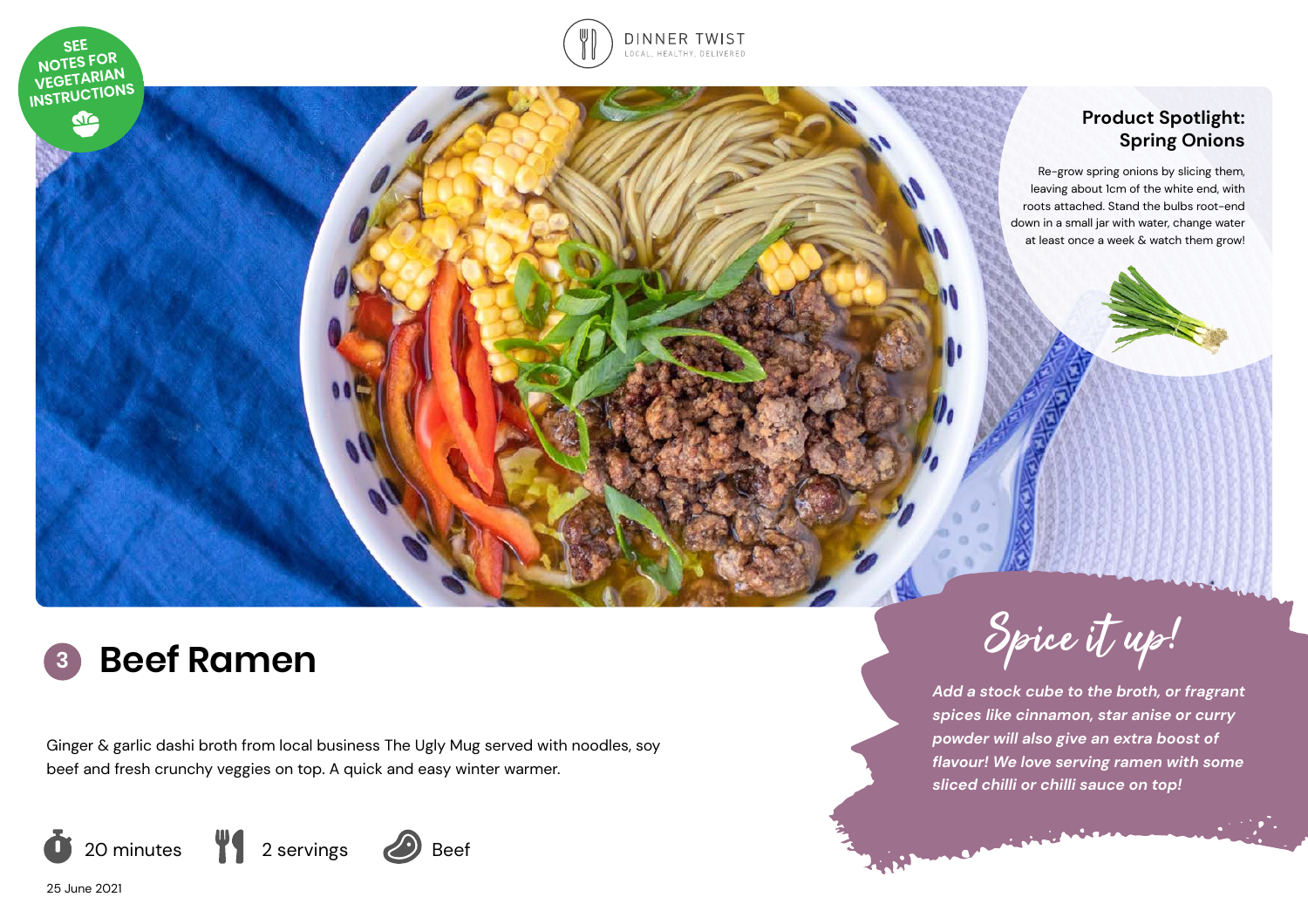SEE NOTES FOR VEGETARIAN INSTRUCTIONS

DINNER TWIST
LOCAL, HEALTHY, DELIVERED

**Product Spotlight: Spring Onions**

Re-grow spring onions by slicing them, leaving about 1cm of the white end, with roots attached. Stand the bulbs root-end down in a small jar with water, change water at least once a week & watch them grow!

# 3 Beef Ramen

Ginger & garlic dashi broth from local business The Ugly Mug served with noodles, soy beef and fresh crunchy veggies on top. A quick and easy winter warmer.

20 minutes | 2 servings | Beef

## Spice it up!

*Add a stock cube to the broth, or fragrant spices like cinnamon, star anise or curry powder will also give an extra boost of flavour! We love serving ramen with some sliced chilli or chilli sauce on top!*

25 June 2021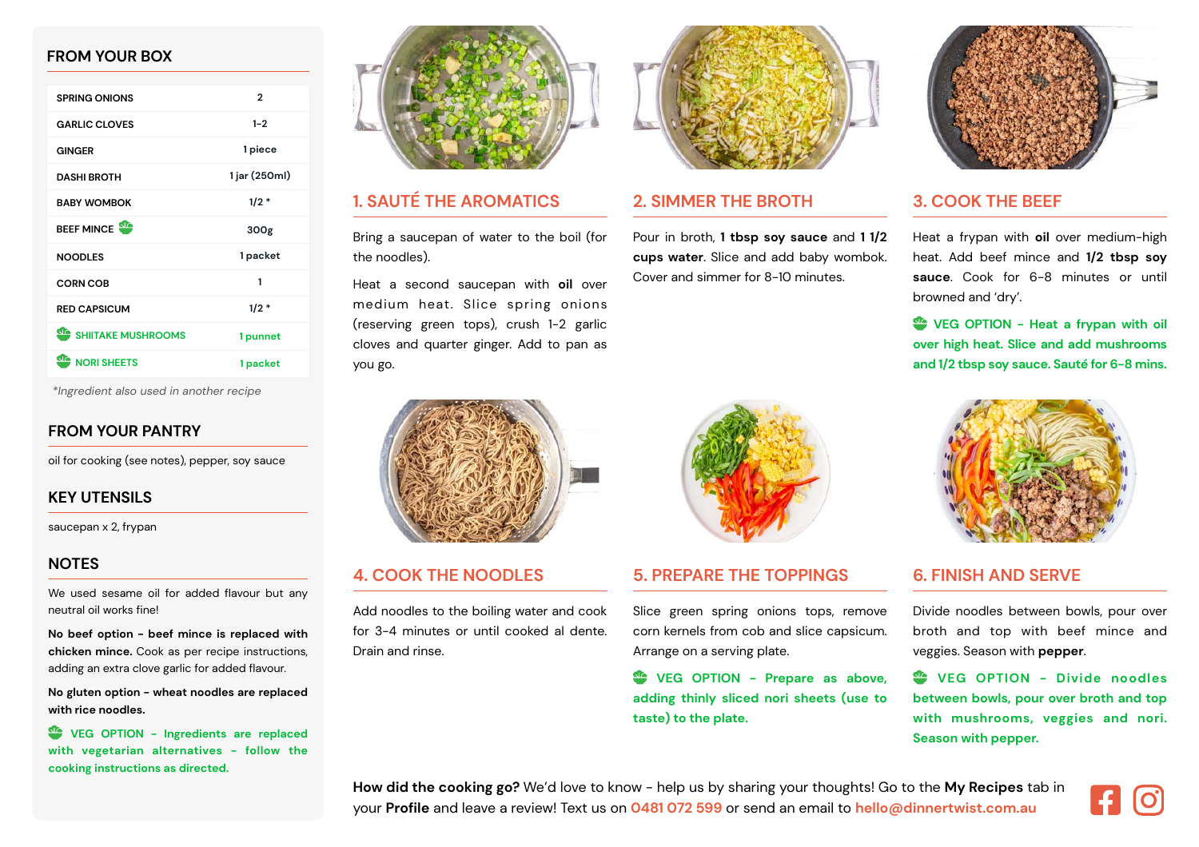## FROM YOUR BOX

| | |
|---|---|
| SPRING ONIONS | 2 |
| GARLIC CLOVES | 1-2 |
| GINGER | 1 piece |
| DASHI BROTH | 1 jar (250ml) |
| BABY WOMBOK | 1/2 * |
| BEEF MINCE | 300g |
| NOODLES | 1 packet |
| CORN COB | 1 |
| RED CAPSICUM | 1/2 * |
| SHIITAKE MUSHROOMS | 1 punnet |
| NORI SHEETS | 1 packet |

*\*Ingredient also used in another recipe*

## FROM YOUR PANTRY

oil for cooking (see notes), pepper, soy sauce

## KEY UTENSILS

saucepan x 2, frypan

## NOTES

We used sesame oil for added flavour but any neutral oil works fine!

**No beef option - beef mince is replaced with chicken mince.** Cook as per recipe instructions, adding an extra clove garlic for added flavour.

**No gluten option - wheat noodles are replaced with rice noodles.**

**VEG OPTION - Ingredients are replaced with vegetarian alternatives - follow the cooking instructions as directed.**

## 1. SAUTÉ THE AROMATICS

Bring a saucepan of water to the boil (for the noodles).

Heat a second saucepan with **oil** over medium heat. Slice spring onions (reserving green tops), crush 1-2 garlic cloves and quarter ginger. Add to pan as you go.

## 2. SIMMER THE BROTH

Pour in broth, **1 tbsp soy sauce** and **1 1/2 cups water**. Slice and add baby wombok. Cover and simmer for 8-10 minutes.

## 3. COOK THE BEEF

Heat a frypan with **oil** over medium-high heat. Add beef mince and **1/2 tbsp soy sauce**. Cook for 6-8 minutes or until browned and 'dry'.

**VEG OPTION - Heat a frypan with oil over high heat. Slice and add mushrooms and 1/2 tbsp soy sauce. Sauté for 6-8 mins.**

## 4. COOK THE NOODLES

Add noodles to the boiling water and cook for 3-4 minutes or until cooked al dente. Drain and rinse.

## 5. PREPARE THE TOPPINGS

Slice green spring onions tops, remove corn kernels from cob and slice capsicum. Arrange on a serving plate.

**VEG OPTION - Prepare as above, adding thinly sliced nori sheets (use to taste) to the plate.**

## 6. FINISH AND SERVE

Divide noodles between bowls, pour over broth and top with beef mince and veggies. Season with **pepper**.

**VEG OPTION - Divide noodles between bowls, pour over broth and top with mushrooms, veggies and nori. Season with pepper.**

**How did the cooking go?** We'd love to know - help us by sharing your thoughts! Go to the **My Recipes** tab in your **Profile** and leave a review! Text us on 0481 072 599 or send an email to hello@dinnertwist.com.au